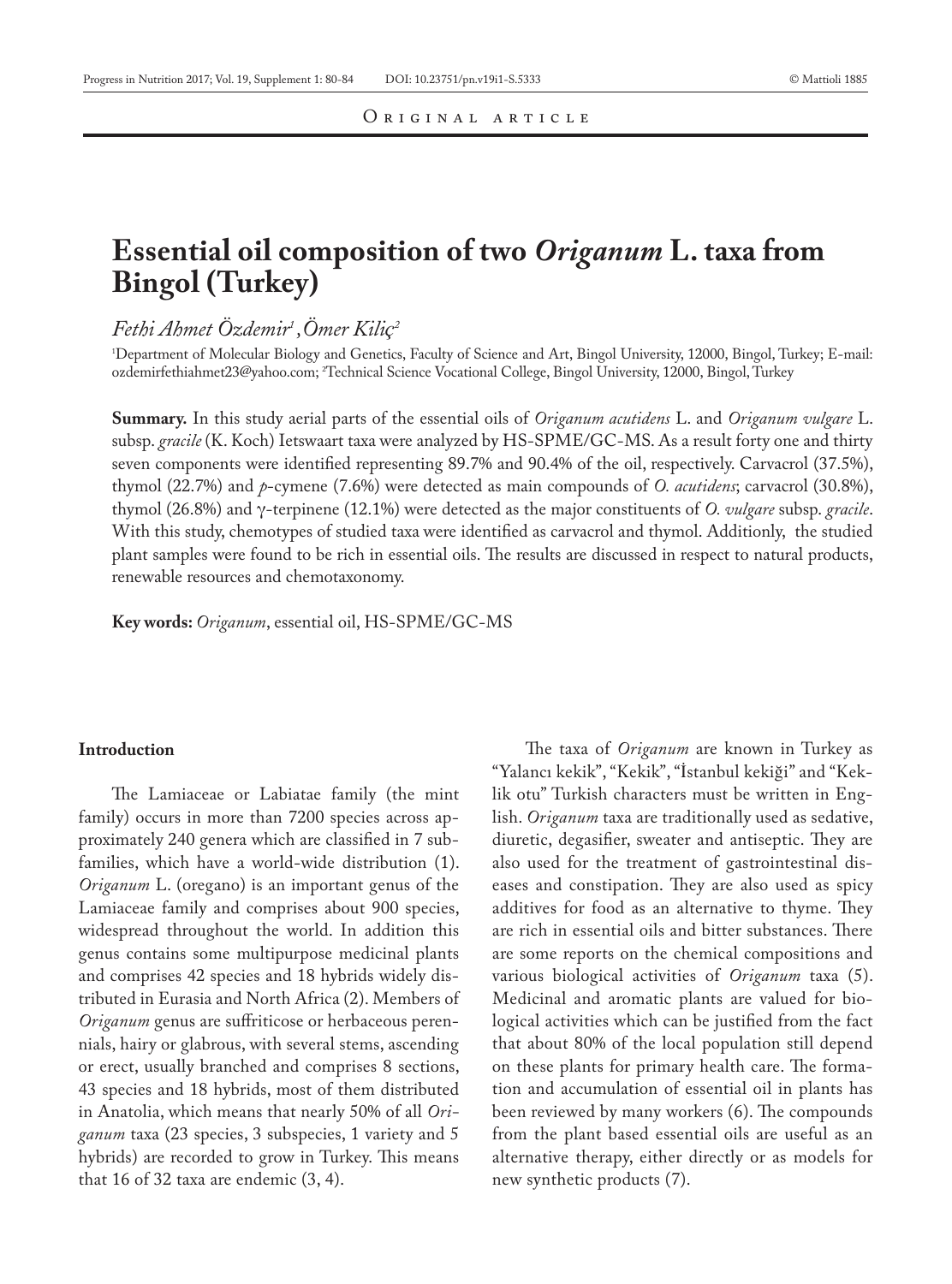Original article

# Essential oil composition of two *Origanum* L. taxa from Bingol (Turkey)

*Fethi Ahmet Özdemir[1], Ömer Kiliç[2]*

[1]Department of Molecular Biology and Genetics, Faculty of Science and Art, Bingol University, 12000, Bingol, Turkey; E-mail: ozdemirfethiahmet23@yahoo.com; [2]Technical Science Vocational College, Bingol University, 12000, Bingol, Turkey

**Summary.** In this study aerial parts of the essential oils of *Origanum acutidens* L. and *Origanum vulgare* L. subsp. *gracile* (K. Koch) Ietswaart taxa were analyzed by HS-SPME/GC-MS. As a result forty one and thirty seven components were identified representing 89.7% and 90.4% of the oil, respectively. Carvacrol (37.5%), thymol (22.7%) and *p*-cymene (7.6%) were detected as main compounds of *O. acutidens*; carvacrol (30.8%), thymol (26.8%) and γ-terpinene (12.1%) were detected as the major constituents of *O. vulgare* subsp. *gracile*. With this study, chemotypes of studied taxa were identified as carvacrol and thymol. Additionly, the studied plant samples were found to be rich in essential oils. The results are discussed in respect to natural products, renewable resources and chemotaxonomy.

**Key words:** *Origanum*, essential oil, HS-SPME/GC-MS

## Introduction

The Lamiaceae or Labiatae family (the mint family) occurs in more than 7200 species across approximately 240 genera which are classified in 7 subfamilies, which have a world-wide distribution (1). *Origanum* L. (oregano) is an important genus of the Lamiaceae family and comprises about 900 species, widespread throughout the world. In addition this genus contains some multipurpose medicinal plants and comprises 42 species and 18 hybrids widely distributed in Eurasia and North Africa (2). Members of *Origanum* genus are suffriticose or herbaceous perennials, hairy or glabrous, with several stems, ascending or erect, usually branched and comprises 8 sections, 43 species and 18 hybrids, most of them distributed in Anatolia, which means that nearly 50% of all *Origanum* taxa (23 species, 3 subspecies, 1 variety and 5 hybrids) are recorded to grow in Turkey. This means that 16 of 32 taxa are endemic (3, 4).

The taxa of *Origanum* are known in Turkey as "Yalancı kekik", "Kekik", "İstanbul kekiği" and "Keklik otu" Turkish characters must be written in English. *Origanum* taxa are traditionally used as sedative, diuretic, degasifier, sweater and antiseptic. They are also used for the treatment of gastrointestinal diseases and constipation. They are also used as spicy additives for food as an alternative to thyme. They are rich in essential oils and bitter substances. There are some reports on the chemical compositions and various biological activities of *Origanum* taxa (5). Medicinal and aromatic plants are valued for biological activities which can be justified from the fact that about 80% of the local population still depend on these plants for primary health care. The formation and accumulation of essential oil in plants has been reviewed by many workers (6). The compounds from the plant based essential oils are useful as an alternative therapy, either directly or as models for new synthetic products (7).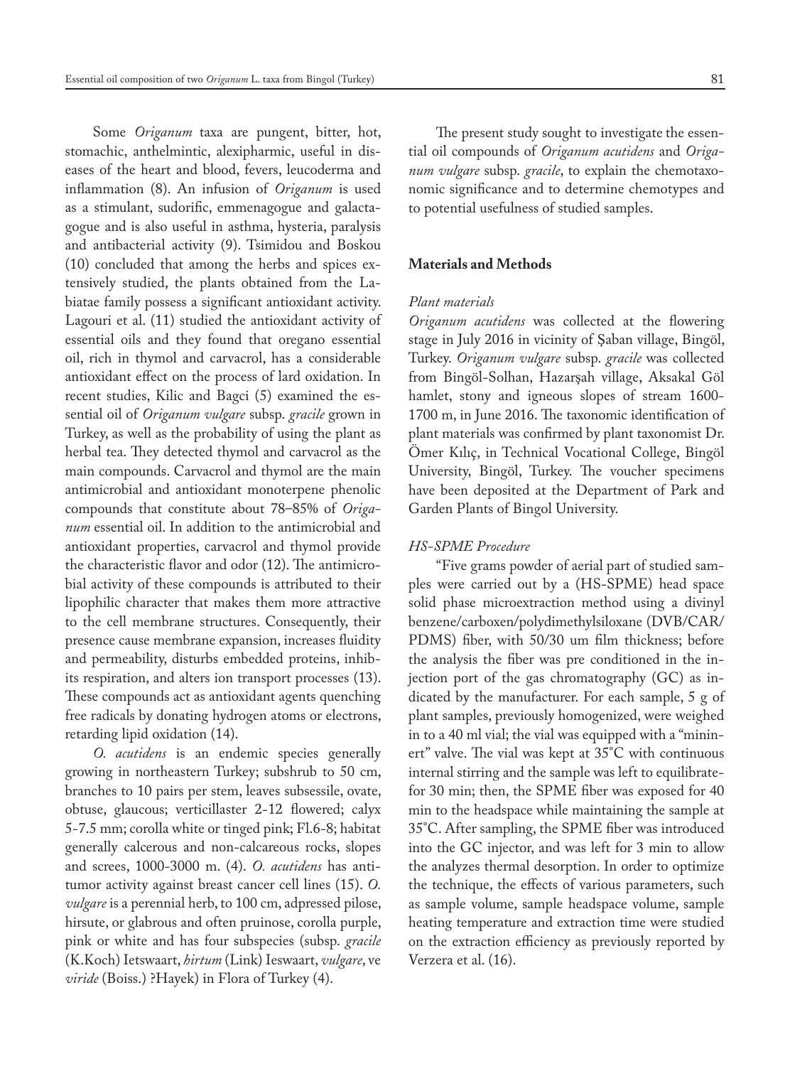Some *Origanum* taxa are pungent, bitter, hot, stomachic, anthelmintic, alexipharmic, useful in diseases of the heart and blood, fevers, leucoderma and inflammation (8). An infusion of *Origanum* is used as a stimulant, sudorific, emmenagogue and galactagogue and is also useful in asthma, hysteria, paralysis and antibacterial activity (9). Tsimidou and Boskou (10) concluded that among the herbs and spices extensively studied, the plants obtained from the Labiatae family possess a significant antioxidant activity. Lagouri et al. (11) studied the antioxidant activity of essential oils and they found that oregano essential oil, rich in thymol and carvacrol, has a considerable antioxidant effect on the process of lard oxidation. In recent studies, Kilic and Bagci (5) examined the essential oil of *Origanum vulgare* subsp. *gracile* grown in Turkey, as well as the probability of using the plant as herbal tea. They detected thymol and carvacrol as the main compounds. Carvacrol and thymol are the main antimicrobial and antioxidant monoterpene phenolic compounds that constitute about 78–85% of *Origanum* essential oil. In addition to the antimicrobial and antioxidant properties, carvacrol and thymol provide the characteristic flavor and odor (12). The antimicrobial activity of these compounds is attributed to their lipophilic character that makes them more attractive to the cell membrane structures. Consequently, their presence cause membrane expansion, increases fluidity and permeability, disturbs embedded proteins, inhibits respiration, and alters ion transport processes (13). These compounds act as antioxidant agents quenching free radicals by donating hydrogen atoms or electrons, retarding lipid oxidation (14).

*O. acutidens* is an endemic species generally growing in northeastern Turkey; subshrub to 50 cm, branches to 10 pairs per stem, leaves subsessile, ovate, obtuse, glaucous; verticillaster 2-12 flowered; calyx 5-7.5 mm; corolla white or tinged pink; Fl.6-8; habitat generally calcerous and non-calcareous rocks, slopes and screes, 1000-3000 m. (4). *O. acutidens* has antitumor activity against breast cancer cell lines (15). *O. vulgare* is a perennial herb, to 100 cm, adpressed pilose, hirsute, or glabrous and often pruinose, corolla purple, pink or white and has four subspecies (subsp. *gracile* (K.Koch) Ietswaart, *hirtum* (Link) Ieswaart, *vulgare*, ve *viride* (Boiss.) ?Hayek) in Flora of Turkey (4).

The present study sought to investigate the essential oil compounds of *Origanum acutidens* and *Origanum vulgare* subsp. *gracile*, to explain the chemotaxonomic significance and to determine chemotypes and to potential usefulness of studied samples.

## Materials and Methods

### *Plant materials*

*Origanum acutidens* was collected at the flowering stage in July 2016 in vicinity of Şaban village, Bingöl, Turkey. *Origanum vulgare* subsp. *gracile* was collected from Bingöl-Solhan, Hazarşah village, Aksakal Göl hamlet, stony and igneous slopes of stream 1600-1700 m, in June 2016. The taxonomic identification of plant materials was confirmed by plant taxonomist Dr. Ömer Kılıç, in Technical Vocational College, Bingöl University, Bingöl, Turkey. The voucher specimens have been deposited at the Department of Park and Garden Plants of Bingol University.

### *HS-SPME Procedure*

"Five grams powder of aerial part of studied samples were carried out by a (HS-SPME) head space solid phase microextraction method using a divinyl benzene/carboxen/polydimethylsiloxane (DVB/CAR/PDMS) fiber, with 50/30 um film thickness; before the analysis the fiber was pre conditioned in the injection port of the gas chromatography (GC) as indicated by the manufacturer. For each sample, 5 g of plant samples, previously homogenized, were weighed in to a 40 ml vial; the vial was equipped with a "mininert" valve. The vial was kept at 35°C with continuous internal stirring and the sample was left to equilibratefor 30 min; then, the SPME fiber was exposed for 40 min to the headspace while maintaining the sample at 35°C. After sampling, the SPME fiber was introduced into the GC injector, and was left for 3 min to allow the analyzes thermal desorption. In order to optimize the technique, the effects of various parameters, such as sample volume, sample headspace volume, sample heating temperature and extraction time were studied on the extraction efficiency as previously reported by Verzera et al. (16).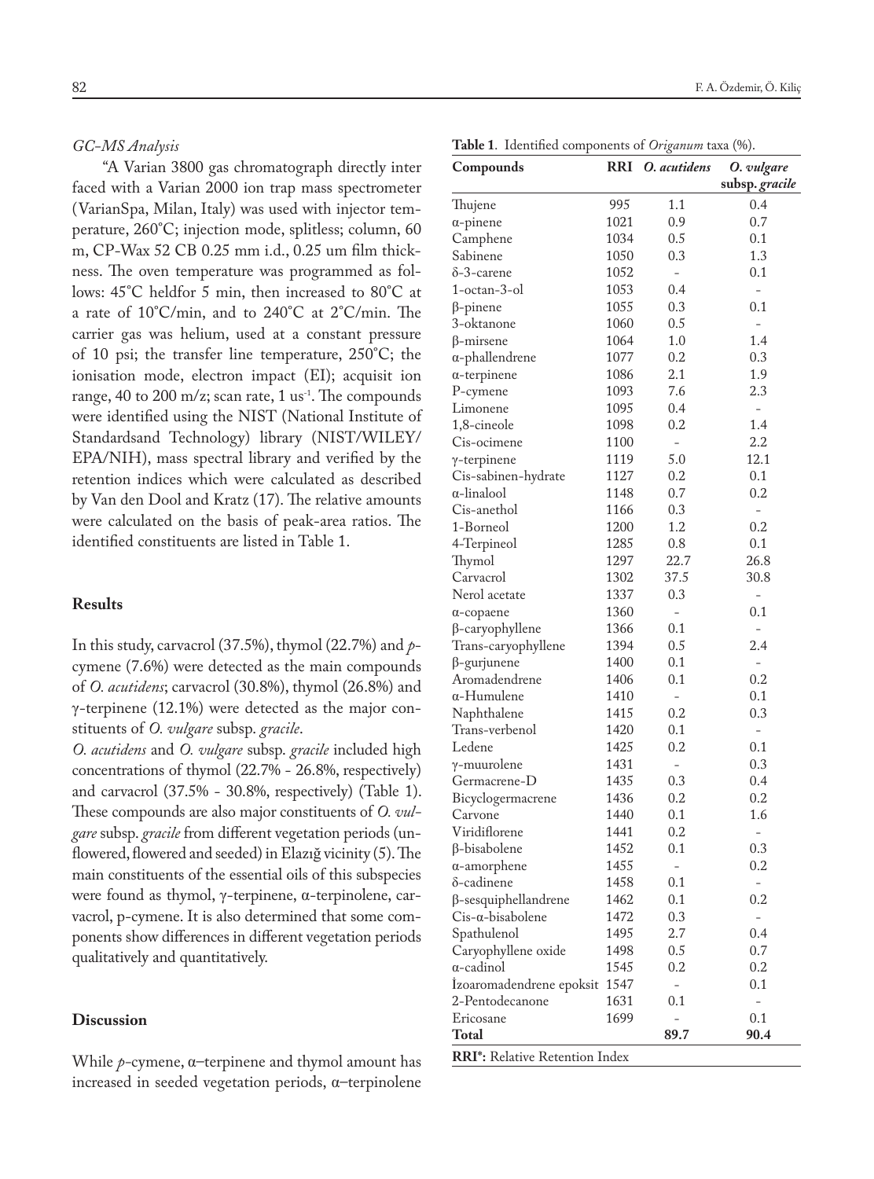*GC-MS Analysis*

"A Varian 3800 gas chromatograph directly inter faced with a Varian 2000 ion trap mass spectrometer (VarianSpa, Milan, Italy) was used with injector temperature, 260˚C; injection mode, splitless; column, 60 m, CP-Wax 52 CB 0.25 mm i.d., 0.25 um film thickness. The oven temperature was programmed as follows: 45˚C heldfor 5 min, then increased to 80˚C at a rate of 10˚C/min, and to 240˚C at 2˚C/min. The carrier gas was helium, used at a constant pressure of 10 psi; the transfer line temperature, 250˚C; the ionisation mode, electron impact (EI); acquisit ion range, 40 to 200 m/z; scan rate, 1 $us^{-1}$. The compounds were identified using the NIST (National Institute of Standardsand Technology) library (NIST/WILEY/EPA/NIH), mass spectral library and verified by the retention indices which were calculated as described by Van den Dool and Kratz (17). The relative amounts were calculated on the basis of peak-area ratios. The identified constituents are listed in Table 1.

## Results

In this study, carvacrol (37.5%), thymol (22.7%) and *p*-cymene (7.6%) were detected as the main compounds of *O. acutidens*; carvacrol (30.8%), thymol (26.8%) and γ-terpinene (12.1%) were detected as the major constituents of *O. vulgare* subsp. *gracile*.

*O. acutidens* and *O. vulgare* subsp. *gracile* included high concentrations of thymol (22.7% - 26.8%, respectively) and carvacrol (37.5% - 30.8%, respectively) (Table 1). These compounds are also major constituents of *O. vulgare* subsp. *gracile* from different vegetation periods (unflowered, flowered and seeded) in Elazığ vicinity (5). The main constituents of the essential oils of this subspecies were found as thymol, γ-terpinene, α-terpinolene, carvacrol, p-cymene. It is also determined that some components show differences in different vegetation periods qualitatively and quantitatively.

## Discussion

While *p*-cymene, α–terpinene and thymol amount has increased in seeded vegetation periods, α–terpinolene

**Table 1**. Identified components of *Origanum* taxa (%).

| Compounds | RRI | *O. acutidens* | *O. vulgare* subsp. *gracile* |
|---|---|---|---|
| Thujene | 995 | 1.1 | 0.4 |
| α-pinene | 1021 | 0.9 | 0.7 |
| Camphene | 1034 | 0.5 | 0.1 |
| Sabinene | 1050 | 0.3 | 1.3 |
| δ-3-carene | 1052 | - | 0.1 |
| 1-octan-3-ol | 1053 | 0.4 | - |
| β-pinene | 1055 | 0.3 | 0.1 |
| 3-oktanone | 1060 | 0.5 | - |
| β-mirsene | 1064 | 1.0 | 1.4 |
| α-phallendrene | 1077 | 0.2 | 0.3 |
| α-terpinene | 1086 | 2.1 | 1.9 |
| P-cymene | 1093 | 7.6 | 2.3 |
| Limonene | 1095 | 0.4 | - |
| 1,8-cineole | 1098 | 0.2 | 1.4 |
| Cis-ocimene | 1100 | - | 2.2 |
| γ-terpinene | 1119 | 5.0 | 12.1 |
| Cis-sabinen-hydrate | 1127 | 0.2 | 0.1 |
| α-linalool | 1148 | 0.7 | 0.2 |
| Cis-anethol | 1166 | 0.3 | - |
| 1-Borneol | 1200 | 1.2 | 0.2 |
| 4-Terpineol | 1285 | 0.8 | 0.1 |
| Thymol | 1297 | 22.7 | 26.8 |
| Carvacrol | 1302 | 37.5 | 30.8 |
| Nerol acetate | 1337 | 0.3 | - |
| α-copaene | 1360 | - | 0.1 |
| β-caryophyllene | 1366 | 0.1 | - |
| Trans-caryophyllene | 1394 | 0.5 | 2.4 |
| β-gurjunene | 1400 | 0.1 | - |
| Aromadendrene | 1406 | 0.1 | 0.2 |
| α-Humulene | 1410 | - | 0.1 |
| Naphthalene | 1415 | 0.2 | 0.3 |
| Trans-verbenol | 1420 | 0.1 | - |
| Ledene | 1425 | 0.2 | 0.1 |
| γ-muurolene | 1431 | - | 0.3 |
| Germacrene-D | 1435 | 0.3 | 0.4 |
| Bicyclogermacrene | 1436 | 0.2 | 0.2 |
| Carvone | 1440 | 0.1 | 1.6 |
| Viridiflorene | 1441 | 0.2 | - |
| β-bisabolene | 1452 | 0.1 | 0.3 |
| α-amorphene | 1455 | - | 0.2 |
| δ-cadinene | 1458 | 0.1 | - |
| β-sesquiphellandrene | 1462 | 0.1 | 0.2 |
| Cis-α-bisabolene | 1472 | 0.3 | - |
| Spathulenol | 1495 | 2.7 | 0.4 |
| Caryophyllene oxide | 1498 | 0.5 | 0.7 |
| α-cadinol | 1545 | 0.2 | 0.2 |
| İzoaromadendrene epoksit | 1547 | - | 0.1 |
| 2-Pentodecanone | 1631 | 0.1 | - |
| Ericosane | 1699 | - | 0.1 |
| **Total** | | **89.7** | **90.4** |

**RRI\*:** Relative Retention Index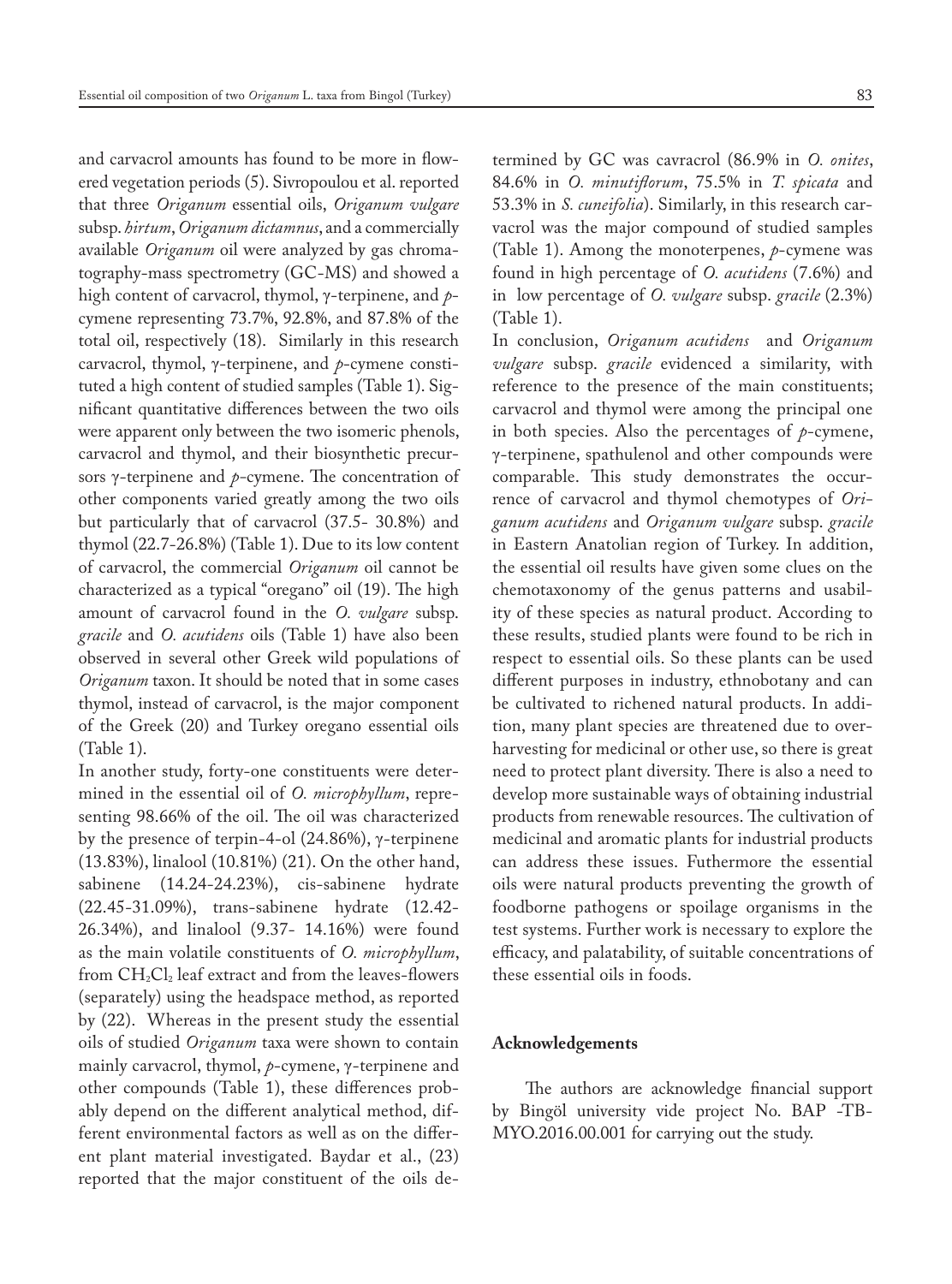and carvacrol amounts has found to be more in flowered vegetation periods (5). Sivropoulou et al. reported that three *Origanum* essential oils, *Origanum vulgare* subsp. *hirtum*, *Origanum dictamnus*, and a commercially available *Origanum* oil were analyzed by gas chromatography-mass spectrometry (GC-MS) and showed a high content of carvacrol, thymol, γ-terpinene, and *p*-cymene representing 73.7%, 92.8%, and 87.8% of the total oil, respectively (18). Similarly in this research carvacrol, thymol, γ-terpinene, and *p*-cymene constituted a high content of studied samples (Table 1). Significant quantitative differences between the two oils were apparent only between the two isomeric phenols, carvacrol and thymol, and their biosynthetic precursors γ-terpinene and *p*-cymene. The concentration of other components varied greatly among the two oils but particularly that of carvacrol (37.5- 30.8%) and thymol (22.7-26.8%) (Table 1). Due to its low content of carvacrol, the commercial *Origanum* oil cannot be characterized as a typical "oregano" oil (19). The high amount of carvacrol found in the *O. vulgare* subsp. *gracile* and *O. acutidens* oils (Table 1) have also been observed in several other Greek wild populations of *Origanum* taxon. It should be noted that in some cases thymol, instead of carvacrol, is the major component of the Greek (20) and Turkey oregano essential oils (Table 1).

In another study, forty-one constituents were determined in the essential oil of *O. microphyllum*, representing 98.66% of the oil. The oil was characterized by the presence of terpin-4-ol (24.86%), γ-terpinene (13.83%), linalool (10.81%) (21). On the other hand, sabinene (14.24-24.23%), cis-sabinene hydrate (22.45-31.09%), trans-sabinene hydrate (12.42-26.34%), and linalool (9.37- 14.16%) were found as the main volatile constituents of *O. microphyllum*, from $CH_2Cl_2$ leaf extract and from the leaves-flowers (separately) using the headspace method, as reported by (22). Whereas in the present study the essential oils of studied *Origanum* taxa were shown to contain mainly carvacrol, thymol, *p*-cymene, γ-terpinene and other compounds (Table 1), these differences probably depend on the different analytical method, different environmental factors as well as on the different plant material investigated. Baydar et al., (23) reported that the major constituent of the oils determined by GC was cavracrol (86.9% in *O. onites*, 84.6% in *O. minutiflorum*, 75.5% in *T. spicata* and 53.3% in *S. cuneifolia*). Similarly, in this research carvacrol was the major compound of studied samples (Table 1). Among the monoterpenes, *p*-cymene was found in high percentage of *O. acutidens* (7.6%) and in low percentage of *O. vulgare* subsp. *gracile* (2.3%) (Table 1).

In conclusion, *Origanum acutidens* and *Origanum vulgare* subsp. *gracile* evidenced a similarity, with reference to the presence of the main constituents; carvacrol and thymol were among the principal one in both species. Also the percentages of *p*-cymene, γ-terpinene, spathulenol and other compounds were comparable. This study demonstrates the occurrence of carvacrol and thymol chemotypes of *Origanum acutidens* and *Origanum vulgare* subsp. *gracile* in Eastern Anatolian region of Turkey. In addition, the essential oil results have given some clues on the chemotaxonomy of the genus patterns and usability of these species as natural product. According to these results, studied plants were found to be rich in respect to essential oils. So these plants can be used different purposes in industry, ethnobotany and can be cultivated to richened natural products. In addition, many plant species are threatened due to overharvesting for medicinal or other use, so there is great need to protect plant diversity. There is also a need to develop more sustainable ways of obtaining industrial products from renewable resources. The cultivation of medicinal and aromatic plants for industrial products can address these issues. Futhermore the essential oils were natural products preventing the growth of foodborne pathogens or spoilage organisms in the test systems. Further work is necessary to explore the efficacy, and palatability, of suitable concentrations of these essential oils in foods.

## Acknowledgements

The authors are acknowledge financial support by Bingöl university vide project No. BAP -TB-MYO.2016.00.001 for carrying out the study.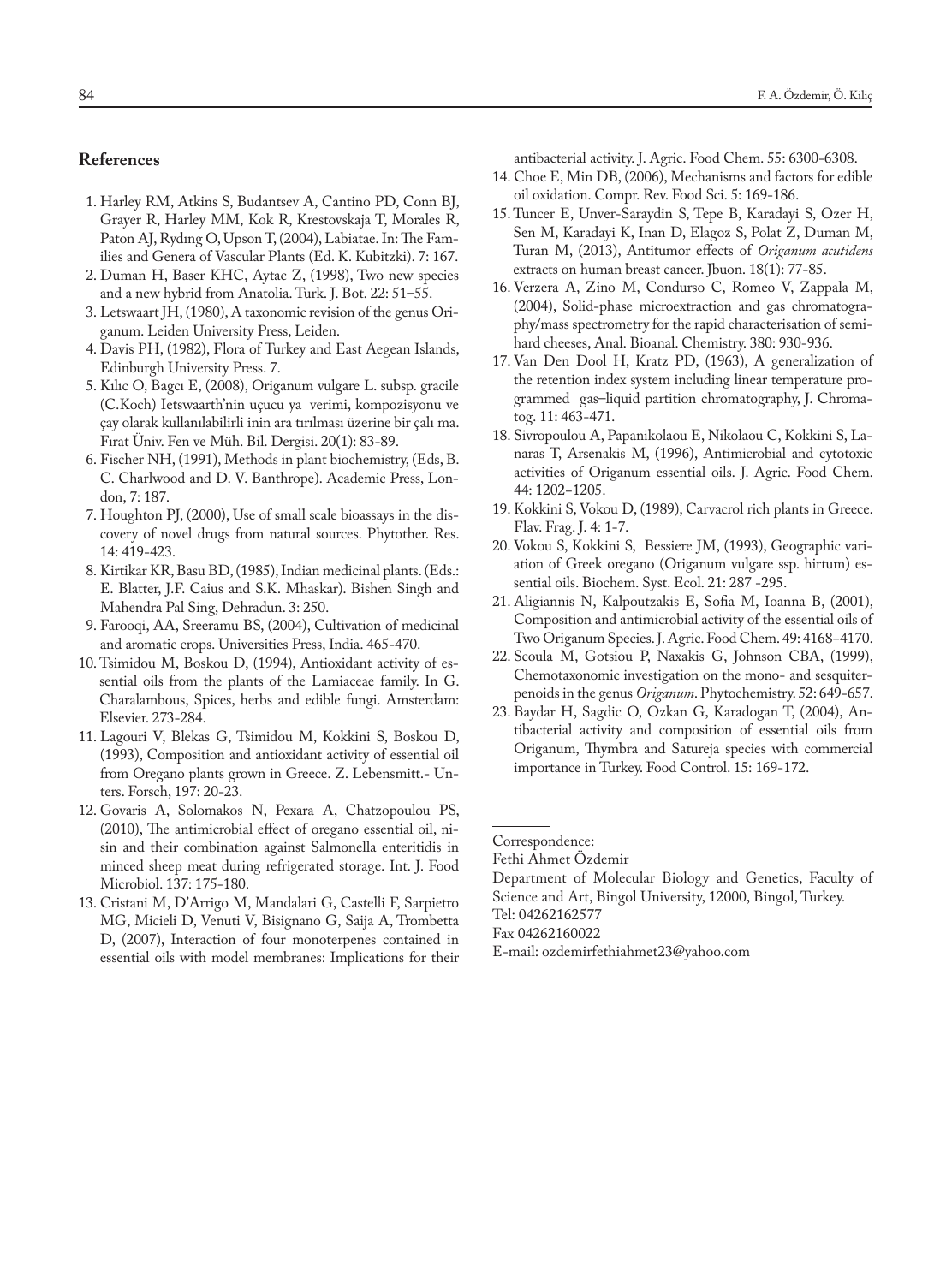## References

1. Harley RM, Atkins S, Budantsev A, Cantino PD, Conn BJ, Grayer R, Harley MM, Kok R, Krestovskaja T, Morales R, Paton AJ, Rydıng O, Upson T, (2004), Labiatae. In: The Families and Genera of Vascular Plants (Ed. K. Kubitzki). 7: 167.
2. Duman H, Baser KHC, Aytac Z, (1998), Two new species and a new hybrid from Anatolia. Turk. J. Bot. 22: 51–55.
3. Letswaart JH, (1980), A taxonomic revision of the genus Origanum. Leiden University Press, Leiden.
4. Davis PH, (1982), Flora of Turkey and East Aegean Islands, Edinburgh University Press. 7.
5. Kılıc O, Bagcı E, (2008), Origanum vulgare L. subsp. gracile (C.Koch) Ietswaarth'nin uçucu ya verimi, kompozisyonu ve çay olarak kullanılabilirli inin ara tırılması üzerine bir çalı ma. Fırat Üniv. Fen ve Müh. Bil. Dergisi. 20(1): 83-89.
6. Fischer NH, (1991), Methods in plant biochemistry, (Eds, B. C. Charlwood and D. V. Banthrope). Academic Press, London, 7: 187.
7. Houghton PJ, (2000), Use of small scale bioassays in the discovery of novel drugs from natural sources. Phytother. Res. 14: 419-423.
8. Kirtikar KR, Basu BD, (1985), Indian medicinal plants. (Eds.: E. Blatter, J.F. Caius and S.K. Mhaskar). Bishen Singh and Mahendra Pal Sing, Dehradun. 3: 250.
9. Farooqi, AA, Sreeramu BS, (2004), Cultivation of medicinal and aromatic crops. Universities Press, India. 465-470.
10. Tsimidou M, Boskou D, (1994), Antioxidant activity of essential oils from the plants of the Lamiaceae family. In G. Charalambous, Spices, herbs and edible fungi. Amsterdam: Elsevier. 273-284.
11. Lagouri V, Blekas G, Tsimidou M, Kokkini S, Boskou D, (1993), Composition and antioxidant activity of essential oil from Oregano plants grown in Greece. Z. Lebensmitt.- Unters. Forsch, 197: 20-23.
12. Govaris A, Solomakos N, Pexara A, Chatzopoulou PS, (2010), The antimicrobial effect of oregano essential oil, nisin and their combination against Salmonella enteritidis in minced sheep meat during refrigerated storage. Int. J. Food Microbiol. 137: 175-180.
13. Cristani M, D'Arrigo M, Mandalari G, Castelli F, Sarpietro MG, Micieli D, Venuti V, Bisignano G, Saija A, Trombetta D, (2007), Interaction of four monoterpenes contained in essential oils with model membranes: Implications for their antibacterial activity. J. Agric. Food Chem. 55: 6300-6308.
14. Choe E, Min DB, (2006), Mechanisms and factors for edible oil oxidation. Compr. Rev. Food Sci. 5: 169-186.
15. Tuncer E, Unver-Saraydin S, Tepe B, Karadayi S, Ozer H, Sen M, Karadayi K, Inan D, Elagoz S, Polat Z, Duman M, Turan M, (2013), Antitumor effects of *Origanum acutidens* extracts on human breast cancer. Jbuon. 18(1): 77-85.
16. Verzera A, Zino M, Condurso C, Romeo V, Zappala M, (2004), Solid-phase microextraction and gas chromatography/mass spectrometry for the rapid characterisation of semi-hard cheeses, Anal. Bioanal. Chemistry. 380: 930-936.
17. Van Den Dool H, Kratz PD, (1963), A generalization of the retention index system including linear temperature programmed gas–liquid partition chromatography, J. Chromatog. 11: 463-471.
18. Sivropoulou A, Papanikolaou E, Nikolaou C, Kokkini S, Lanaras T, Arsenakis M, (1996), Antimicrobial and cytotoxic activities of Origanum essential oils. J. Agric. Food Chem. 44: 1202–1205.
19. Kokkini S, Vokou D, (1989), Carvacrol rich plants in Greece. Flav. Frag. J. 4: 1-7.
20. Vokou S, Kokkini S, Bessiere JM, (1993), Geographic variation of Greek oregano (Origanum vulgare ssp. hirtum) essential oils. Biochem. Syst. Ecol. 21: 287 -295.
21. Aligiannis N, Kalpoutzakis E, Sofia M, Ioanna B, (2001), Composition and antimicrobial activity of the essential oils of Two Origanum Species. J. Agric. Food Chem. 49: 4168–4170.
22. Scoula M, Gotsiou P, Naxakis G, Johnson CBA, (1999), Chemotaxonomic investigation on the mono- and sesquiterpenoids in the genus *Origanum*. Phytochemistry. 52: 649-657.
23. Baydar H, Sagdic O, Ozkan G, Karadogan T, (2004), Antibacterial activity and composition of essential oils from Origanum, Thymbra and Satureja species with commercial importance in Turkey. Food Control. 15: 169-172.

Correspondence:
Fethi Ahmet Özdemir
Department of Molecular Biology and Genetics, Faculty of Science and Art, Bingol University, 12000, Bingol, Turkey.
Tel: 04262162577
Fax 04262160022
E-mail: ozdemirfethiahmet23@yahoo.com